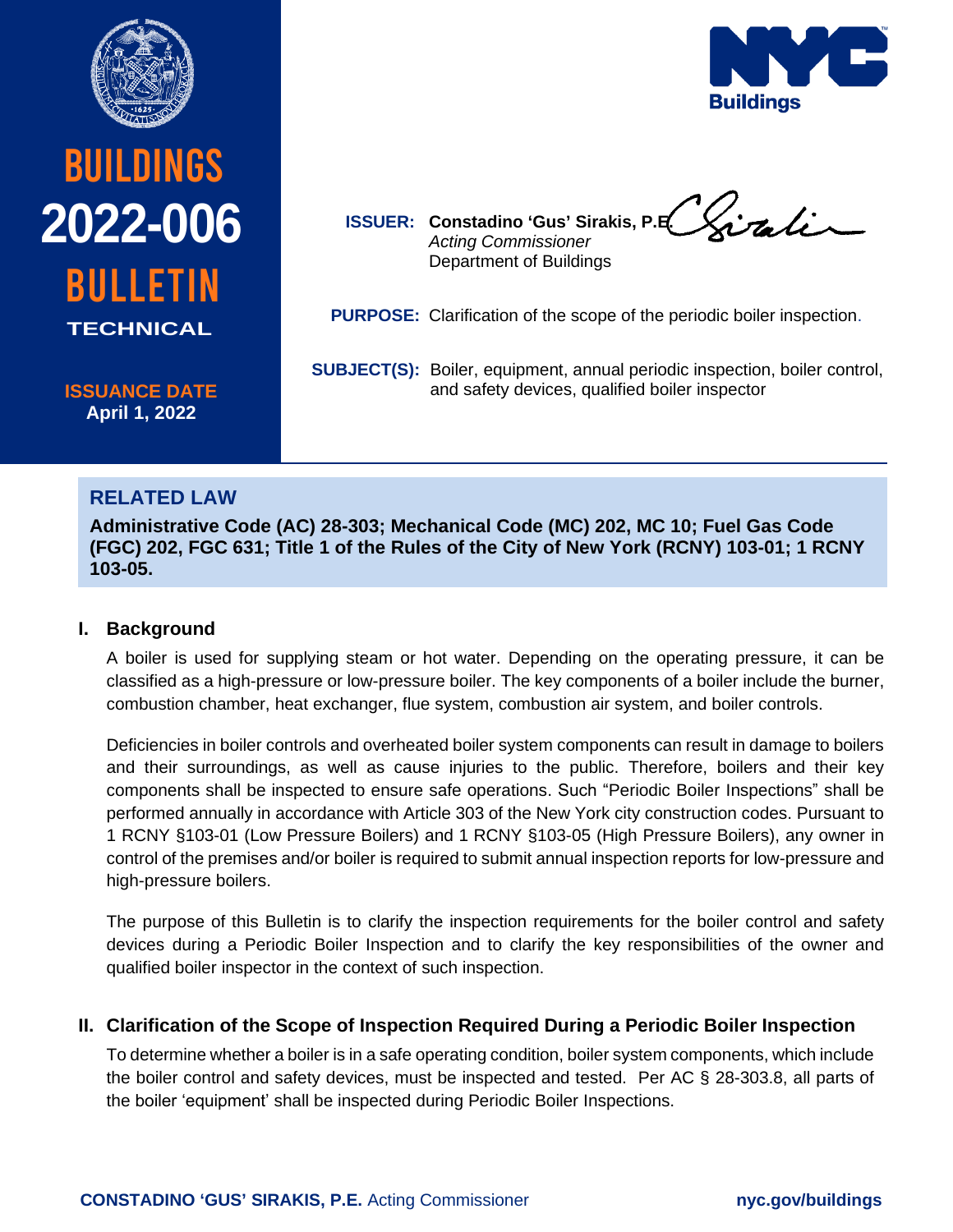# BUILDINGS 2022-006 BULLETIN

TECHNICAL

**ISSUANCE DATE**
**April 1, 2022**

**ISSUER:** **Constadino 'Gus' Sirakis, P.E.**
*Acting Commissioner*
Department of Buildings

**PURPOSE:** Clarification of the scope of the periodic boiler inspection.

**SUBJECT(S):** Boiler, equipment, annual periodic inspection, boiler control, and safety devices, qualified boiler inspector

## RELATED LAW

**Administrative Code (AC) 28-303; Mechanical Code (MC) 202, MC 10; Fuel Gas Code (FGC) 202, FGC 631; Title 1 of the Rules of the City of New York (RCNY) 103-01; 1 RCNY 103-05.**

## I. Background

A boiler is used for supplying steam or hot water. Depending on the operating pressure, it can be classified as a high-pressure or low-pressure boiler. The key components of a boiler include the burner, combustion chamber, heat exchanger, flue system, combustion air system, and boiler controls.

Deficiencies in boiler controls and overheated boiler system components can result in damage to boilers and their surroundings, as well as cause injuries to the public. Therefore, boilers and their key components shall be inspected to ensure safe operations. Such "Periodic Boiler Inspections" shall be performed annually in accordance with Article 303 of the New York city construction codes. Pursuant to 1 RCNY §103-01 (Low Pressure Boilers) and 1 RCNY §103-05 (High Pressure Boilers), any owner in control of the premises and/or boiler is required to submit annual inspection reports for low-pressure and high-pressure boilers.

The purpose of this Bulletin is to clarify the inspection requirements for the boiler control and safety devices during a Periodic Boiler Inspection and to clarify the key responsibilities of the owner and qualified boiler inspector in the context of such inspection.

## II. Clarification of the Scope of Inspection Required During a Periodic Boiler Inspection

To determine whether a boiler is in a safe operating condition, boiler system components, which include the boiler control and safety devices, must be inspected and tested. Per AC § 28-303.8, all parts of the boiler 'equipment' shall be inspected during Periodic Boiler Inspections.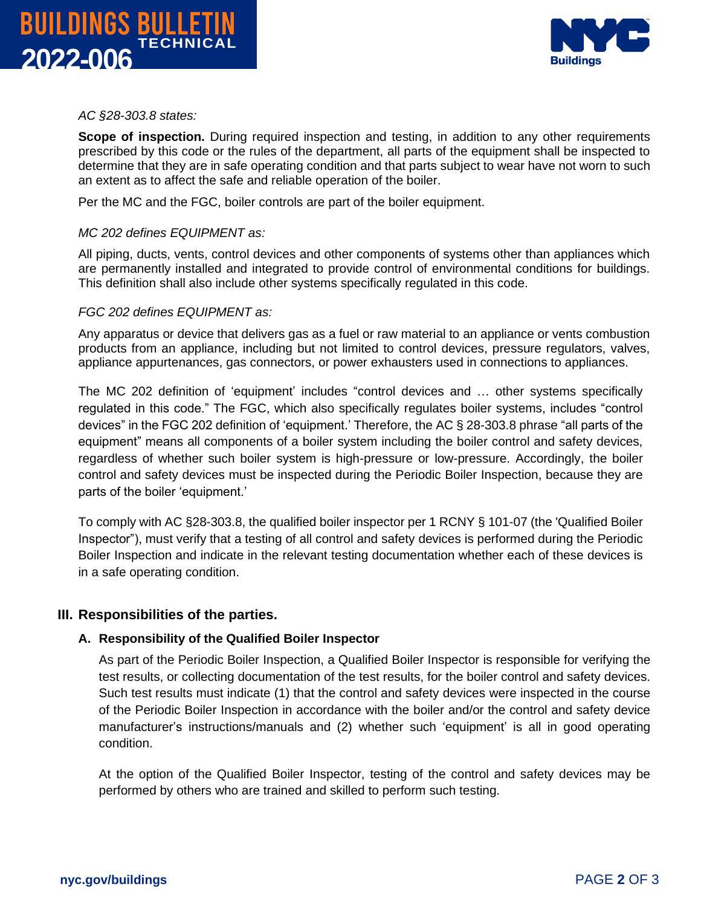*AC §28-303.8 states:*

**Scope of inspection.** During required inspection and testing, in addition to any other requirements prescribed by this code or the rules of the department, all parts of the equipment shall be inspected to determine that they are in safe operating condition and that parts subject to wear have not worn to such an extent as to affect the safe and reliable operation of the boiler.

Per the MC and the FGC, boiler controls are part of the boiler equipment.

*MC 202 defines EQUIPMENT as:*

All piping, ducts, vents, control devices and other components of systems other than appliances which are permanently installed and integrated to provide control of environmental conditions for buildings. This definition shall also include other systems specifically regulated in this code.

*FGC 202 defines EQUIPMENT as:*

Any apparatus or device that delivers gas as a fuel or raw material to an appliance or vents combustion products from an appliance, including but not limited to control devices, pressure regulators, valves, appliance appurtenances, gas connectors, or power exhausters used in connections to appliances.

The MC 202 definition of 'equipment' includes "control devices and … other systems specifically regulated in this code." The FGC, which also specifically regulates boiler systems, includes "control devices" in the FGC 202 definition of 'equipment.' Therefore, the AC § 28-303.8 phrase "all parts of the equipment" means all components of a boiler system including the boiler control and safety devices, regardless of whether such boiler system is high-pressure or low-pressure. Accordingly, the boiler control and safety devices must be inspected during the Periodic Boiler Inspection, because they are parts of the boiler 'equipment.'

To comply with AC §28-303.8, the qualified boiler inspector per 1 RCNY § 101-07 (the 'Qualified Boiler Inspector"), must verify that a testing of all control and safety devices is performed during the Periodic Boiler Inspection and indicate in the relevant testing documentation whether each of these devices is in a safe operating condition.

## III. Responsibilities of the parties.

### A. Responsibility of the Qualified Boiler Inspector

As part of the Periodic Boiler Inspection, a Qualified Boiler Inspector is responsible for verifying the test results, or collecting documentation of the test results, for the boiler control and safety devices. Such test results must indicate (1) that the control and safety devices were inspected in the course of the Periodic Boiler Inspection in accordance with the boiler and/or the control and safety device manufacturer's instructions/manuals and (2) whether such 'equipment' is all in good operating condition.

At the option of the Qualified Boiler Inspector, testing of the control and safety devices may be performed by others who are trained and skilled to perform such testing.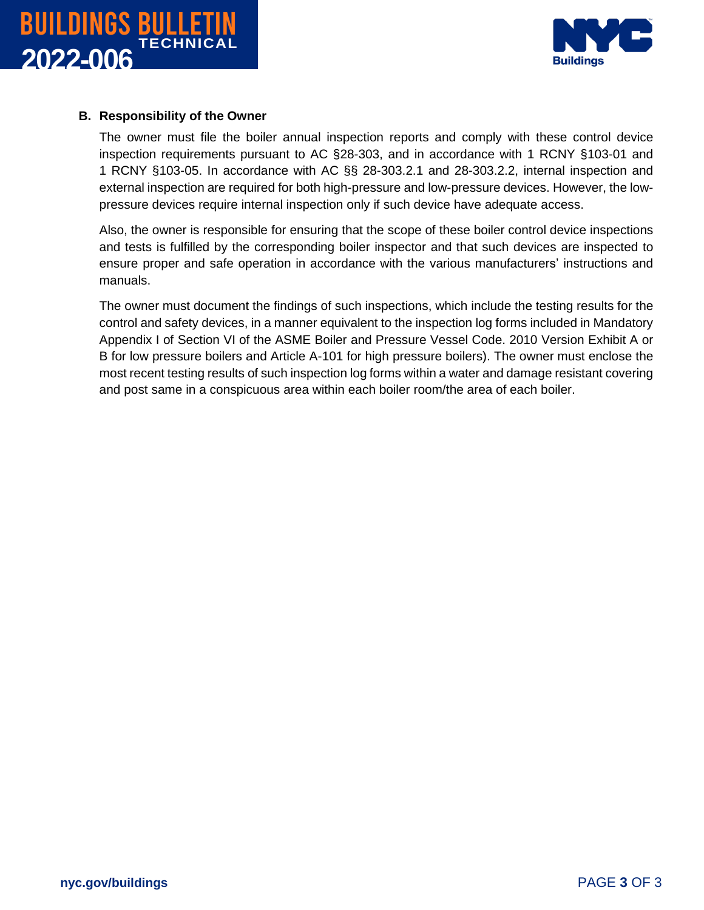### B. Responsibility of the Owner

The owner must file the boiler annual inspection reports and comply with these control device inspection requirements pursuant to AC §28-303, and in accordance with 1 RCNY §103-01 and 1 RCNY §103-05. In accordance with AC §§ 28-303.2.1 and 28-303.2.2, internal inspection and external inspection are required for both high-pressure and low-pressure devices. However, the low-pressure devices require internal inspection only if such device have adequate access.

Also, the owner is responsible for ensuring that the scope of these boiler control device inspections and tests is fulfilled by the corresponding boiler inspector and that such devices are inspected to ensure proper and safe operation in accordance with the various manufacturers' instructions and manuals.

The owner must document the findings of such inspections, which include the testing results for the control and safety devices, in a manner equivalent to the inspection log forms included in Mandatory Appendix I of Section VI of the ASME Boiler and Pressure Vessel Code. 2010 Version Exhibit A or B for low pressure boilers and Article A-101 for high pressure boilers). The owner must enclose the most recent testing results of such inspection log forms within a water and damage resistant covering and post same in a conspicuous area within each boiler room/the area of each boiler.